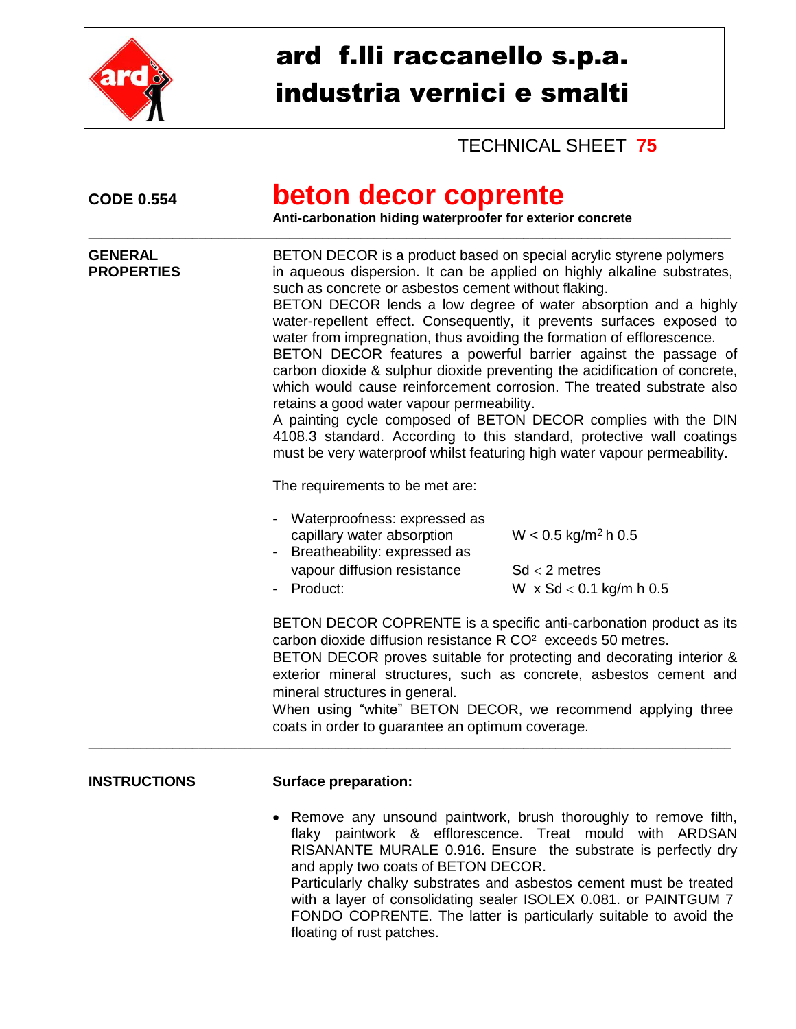# ard f.lli raccanello s.p.a.
# industria vernici e smalti

TECHNICAL SHEET **75**

**CODE 0.554**

## beton decor coprente

**Anti-carbonation hiding waterproofer for exterior concrete**

---

**GENERAL PROPERTIES**

BETON DECOR is a product based on special acrylic styrene polymers in aqueous dispersion. It can be applied on highly alkaline substrates, such as concrete or asbestos cement without flaking.
BETON DECOR lends a low degree of water absorption and a highly water-repellent effect. Consequently, it prevents surfaces exposed to water from impregnation, thus avoiding the formation of efflorescence.
BETON DECOR features a powerful barrier against the passage of carbon dioxide & sulphur dioxide preventing the acidification of concrete, which would cause reinforcement corrosion. The treated substrate also retains a good water vapour permeability.
A painting cycle composed of BETON DECOR complies with the DIN 4108.3 standard. According to this standard, protective wall coatings must be very waterproof whilst featuring high water vapour permeability.

The requirements to be met are:

- Waterproofness: expressed as capillary water absorption — $W < 0.5$ kg/m$^2$ h 0.5
- Breatheability: expressed as vapour diffusion resistance — $Sd < 2$ metres
- Product: — $W \times Sd < 0.1$ kg/m h 0.5

BETON DECOR COPRENTE is a specific anti-carbonation product as its carbon dioxide diffusion resistance R $CO^2$ exceeds 50 metres.
BETON DECOR proves suitable for protecting and decorating interior & exterior mineral structures, such as concrete, asbestos cement and mineral structures in general.
When using "white" BETON DECOR, we recommend applying three coats in order to guarantee an optimum coverage.

---

**INSTRUCTIONS**

**Surface preparation:**

- Remove any unsound paintwork, brush thoroughly to remove filth, flaky paintwork & efflorescence. Treat mould with ARDSAN RISANANTE MURALE 0.916. Ensure the substrate is perfectly dry and apply two coats of BETON DECOR.
  Particularly chalky substrates and asbestos cement must be treated with a layer of consolidating sealer ISOLEX 0.081. or PAINTGUM 7 FONDO COPRENTE. The latter is particularly suitable to avoid the floating of rust patches.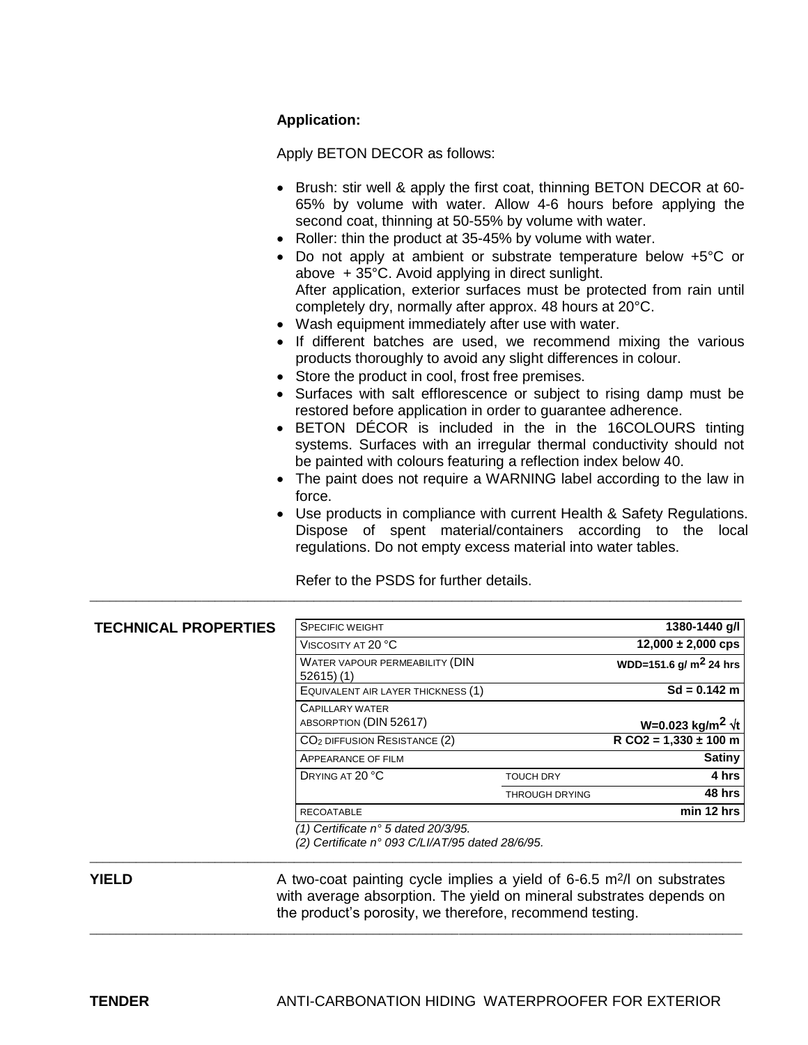**Application:**

Apply BETON DECOR as follows:

- Brush: stir well & apply the first coat, thinning BETON DECOR at 60-65% by volume with water. Allow 4-6 hours before applying the second coat, thinning at 50-55% by volume with water.
- Roller: thin the product at 35-45% by volume with water.
- Do not apply at ambient or substrate temperature below +5°C or above + 35°C. Avoid applying in direct sunlight.
  After application, exterior surfaces must be protected from rain until completely dry, normally after approx. 48 hours at 20°C.
- Wash equipment immediately after use with water.
- If different batches are used, we recommend mixing the various products thoroughly to avoid any slight differences in colour.
- Store the product in cool, frost free premises.
- Surfaces with salt efflorescence or subject to rising damp must be restored before application in order to guarantee adherence.
- BETON DÉCOR is included in the in the 16COLOURS tinting systems. Surfaces with an irregular thermal conductivity should not be painted with colours featuring a reflection index below 40.
- The paint does not require a WARNING label according to the law in force.
- Use products in compliance with current Health & Safety Regulations. Dispose of spent material/containers according to the local regulations. Do not empty excess material into water tables.

  Refer to the PSDS for further details.

---

**TECHNICAL PROPERTIES**

| | | |
|---|---|---|
| SPECIFIC WEIGHT | | **1380-1440 g/l** |
| VISCOSITY AT 20 °C | | **12,000 ± 2,000 cps** |
| WATER VAPOUR PERMEABILITY (DIN 52615) (1) | | **WDD=151.6 g/ $m^2$ 24 hrs** |
| EQUIVALENT AIR LAYER THICKNESS (1) | | **Sd = 0.142 m** |
| CAPILLARY WATER ABSORPTION (DIN 52617) | | **W=0.023 kg/$m^2$ $\sqrt{t}$** |
| $CO_2$ DIFFUSION RESISTANCE (2) | | **R CO2 = 1,330 ± 100 m** |
| APPEARANCE OF FILM | | **Satiny** |
| DRYING AT 20 °C | TOUCH DRY | **4 hrs** |
| | THROUGH DRYING | **48 hrs** |
| RECOATABLE | | **min 12 hrs** |

*(1) Certificate n° 5 dated 20/3/95.*
*(2) Certificate n° 093 C/LI/AT/95 dated 28/6/95.*

---

**YIELD**

A two-coat painting cycle implies a yield of 6-6.5 $m^2$/l on substrates with average absorption. The yield on mineral substrates depends on the product's porosity, we therefore, recommend testing.

---

**TENDER**

ANTI-CARBONATION HIDING WATERPROOFER FOR EXTERIOR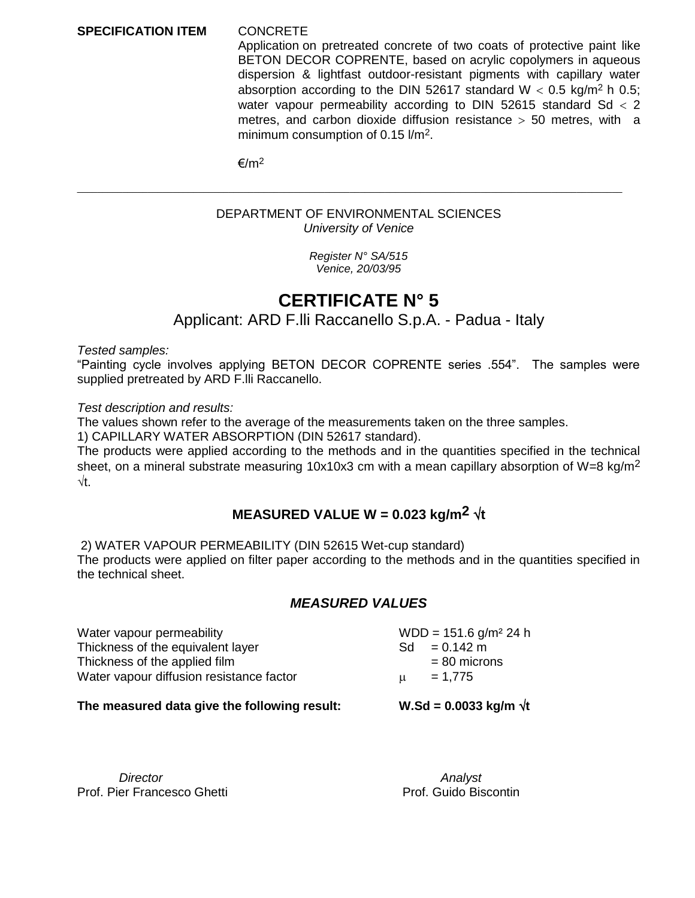**SPECIFICATION ITEM** CONCRETE

Application on pretreated concrete of two coats of protective paint like BETON DECOR COPRENTE, based on acrylic copolymers in aqueous dispersion & lightfast outdoor-resistant pigments with capillary water absorption according to the DIN 52617 standard $W < 0.5$ kg/m$^2$ h 0.5; water vapour permeability according to DIN 52615 standard $Sd < 2$ metres, and carbon dioxide diffusion resistance $> 50$ metres, with a minimum consumption of 0.15 l/m$^2$.

€/m$^2$

---

DEPARTMENT OF ENVIRONMENTAL SCIENCES
*University of Venice*

*Register N° SA/515*
*Venice, 20/03/95*

# CERTIFICATE N° 5

## Applicant: ARD F.lli Raccanello S.p.A. - Padua - Italy

*Tested samples:*

"Painting cycle involves applying BETON DECOR COPRENTE series .554". The samples were supplied pretreated by ARD F.lli Raccanello.

*Test description and results:*

The values shown refer to the average of the measurements taken on the three samples.

1) CAPILLARY WATER ABSORPTION (DIN 52617 standard).

The products were applied according to the methods and in the quantities specified in the technical sheet, on a mineral substrate measuring 10x10x3 cm with a mean capillary absorption of W=8 kg/m$^2$ $\sqrt{t}$.

**MEASURED VALUE W = 0.023 kg/m$^2$ $\sqrt{t}$**

2) WATER VAPOUR PERMEABILITY (DIN 52615 Wet-cup standard)

The products were applied on filter paper according to the methods and in the quantities specified in the technical sheet.

***MEASURED VALUES***

| | |
|---|---|
| Water vapour permeability | WDD = 151.6 g/m² 24 h |
| Thickness of the equivalent layer | Sd = 0.142 m |
| Thickness of the applied film | = 80 microns |
| Water vapour diffusion resistance factor | $\mu$ = 1,775 |

**The measured data give the following result: W.Sd = 0.0033 kg/m $\sqrt{t}$**

*Director*
Prof. Pier Francesco Ghetti

*Analyst*
Prof. Guido Biscontin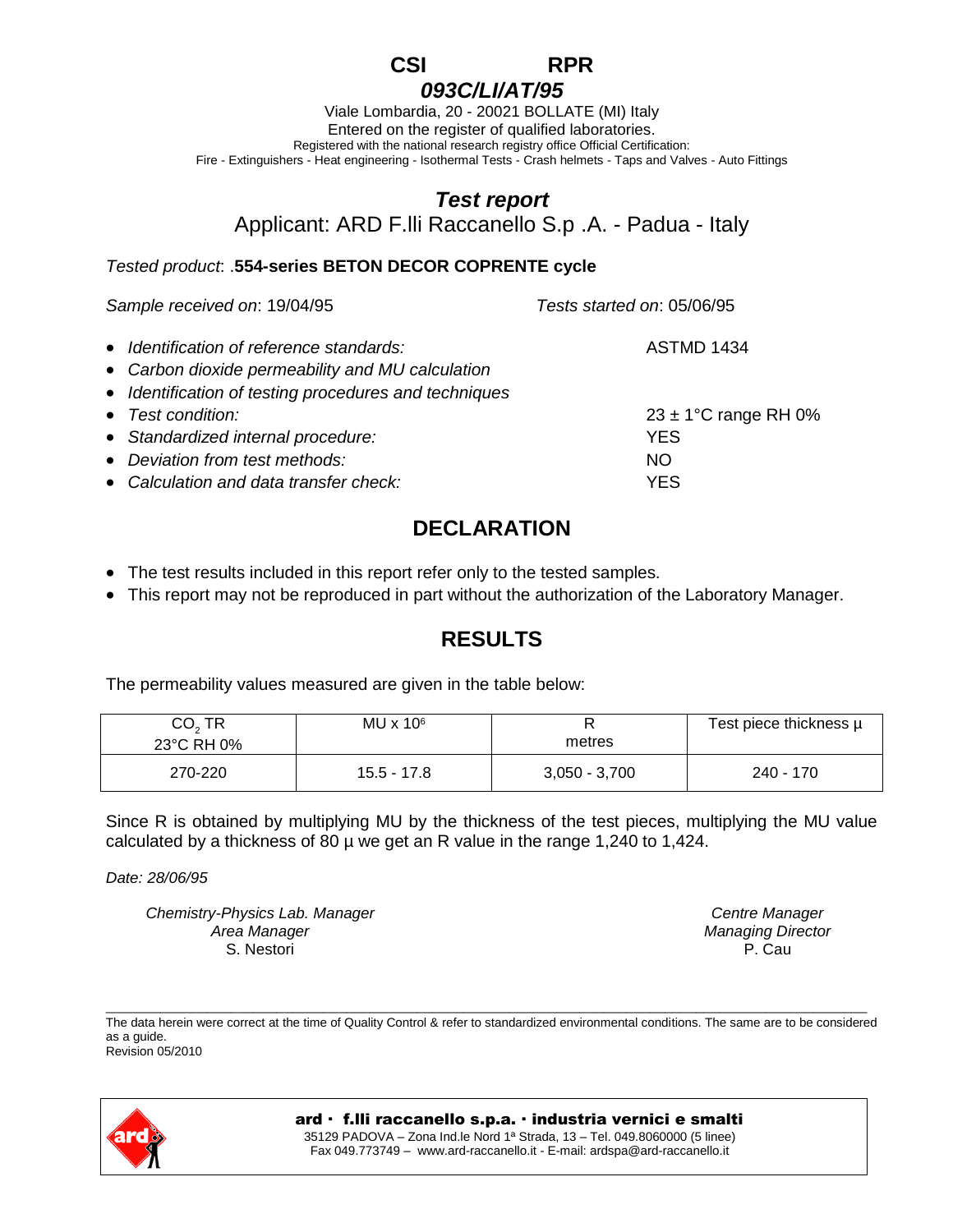# CSI RPR

## *093C/LI/AT/95*

Viale Lombardia, 20 - 20021 BOLLATE (MI) Italy

Entered on the register of qualified laboratories.

Registered with the national research registry office Official Certification:

Fire - Extinguishers - Heat engineering - Isothermal Tests - Crash helmets - Taps and Valves - Auto Fittings

## *Test report*

Applicant: ARD F.lli Raccanello S.p .A. - Padua - Italy

*Tested product*: .**554-series BETON DECOR COPRENTE cycle**

*Sample received on*: 19/04/95 *Tests started on*: 05/06/95

- *Identification of reference standards:* ASTMD 1434
- *Carbon dioxide permeability and MU calculation*
- *Identification of testing procedures and techniques*
- *Test condition:* 23 ± 1°C range RH 0%
- *Standardized internal procedure:* YES
- *Deviation from test methods:* NO
- *Calculation and data transfer check:* YES

## DECLARATION

- The test results included in this report refer only to the tested samples.
- This report may not be reproduced in part without the authorization of the Laboratory Manager.

## RESULTS

The permeability values measured are given in the table below:

| $CO_2$ TR 23°C RH 0% | MU x $10^6$ | R metres | Test piece thickness µ |
|---|---|---|---|
| 270-220 | 15.5 - 17.8 | 3,050 - 3,700 | 240 - 170 |

Since R is obtained by multiplying MU by the thickness of the test pieces, multiplying the MU value calculated by a thickness of 80 µ we get an R value in the range 1,240 to 1,424.

*Date: 28/06/95*

*Chemistry-Physics Lab. Manager*
*Area Manager*
S. Nestori

*Centre Manager*
*Managing Director*
P. Cau

The data herein were correct at the time of Quality Control & refer to standardized environmental conditions. The same are to be considered as a guide.
Revision 05/2010

**ard · f.lli raccanello s.p.a. · industria vernici e smalti**
35129 PADOVA – Zona Ind.le Nord 1ª Strada, 13 – Tel. 049.8060000 (5 linee)
Fax 049.773749 – www.ard-raccanello.it - E-mail: ardspa@ard-raccanello.it